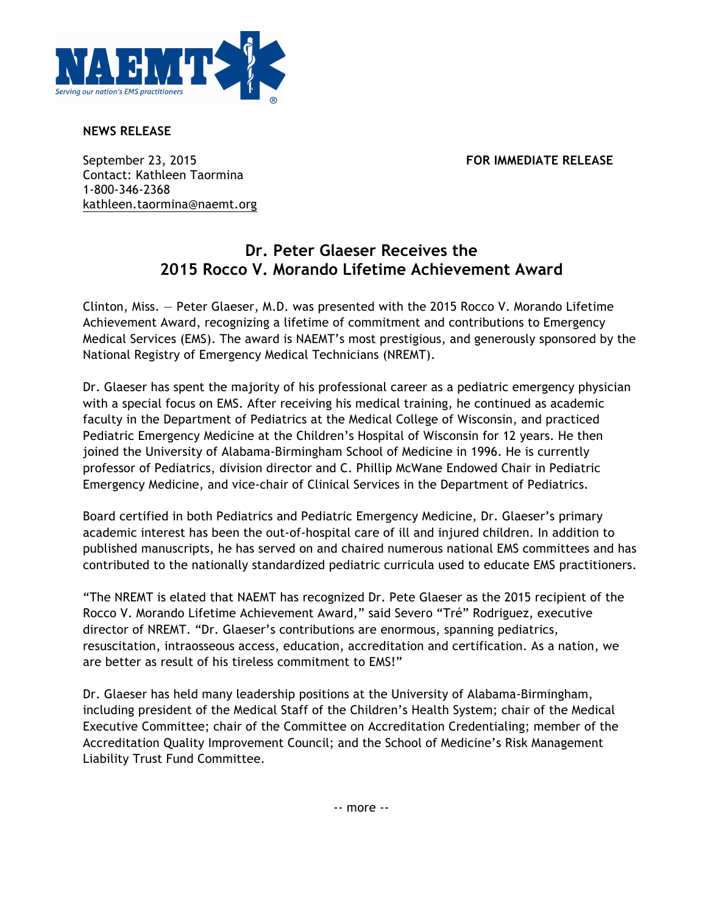**NEWS RELEASE**

September 23, 2015 **FOR IMMEDIATE RELEASE**
Contact: Kathleen Taormina
1-800-346-2368
kathleen.taormina@naemt.org

## Dr. Peter Glaeser Receives the 2015 Rocco V. Morando Lifetime Achievement Award

Clinton, Miss. — Peter Glaeser, M.D. was presented with the 2015 Rocco V. Morando Lifetime Achievement Award, recognizing a lifetime of commitment and contributions to Emergency Medical Services (EMS). The award is NAEMT's most prestigious, and generously sponsored by the National Registry of Emergency Medical Technicians (NREMT).

Dr. Glaeser has spent the majority of his professional career as a pediatric emergency physician with a special focus on EMS. After receiving his medical training, he continued as academic faculty in the Department of Pediatrics at the Medical College of Wisconsin, and practiced Pediatric Emergency Medicine at the Children's Hospital of Wisconsin for 12 years. He then joined the University of Alabama-Birmingham School of Medicine in 1996. He is currently professor of Pediatrics, division director and C. Phillip McWane Endowed Chair in Pediatric Emergency Medicine, and vice-chair of Clinical Services in the Department of Pediatrics.

Board certified in both Pediatrics and Pediatric Emergency Medicine, Dr. Glaeser's primary academic interest has been the out-of-hospital care of ill and injured children. In addition to published manuscripts, he has served on and chaired numerous national EMS committees and has contributed to the nationally standardized pediatric curricula used to educate EMS practitioners.

"The NREMT is elated that NAEMT has recognized Dr. Pete Glaeser as the 2015 recipient of the Rocco V. Morando Lifetime Achievement Award," said Severo "Tré" Rodriguez, executive director of NREMT. "Dr. Glaeser's contributions are enormous, spanning pediatrics, resuscitation, intraosseous access, education, accreditation and certification. As a nation, we are better as result of his tireless commitment to EMS!"

Dr. Glaeser has held many leadership positions at the University of Alabama-Birmingham, including president of the Medical Staff of the Children's Health System; chair of the Medical Executive Committee; chair of the Committee on Accreditation Credentialing; member of the Accreditation Quality Improvement Council; and the School of Medicine's Risk Management Liability Trust Fund Committee.

-- more --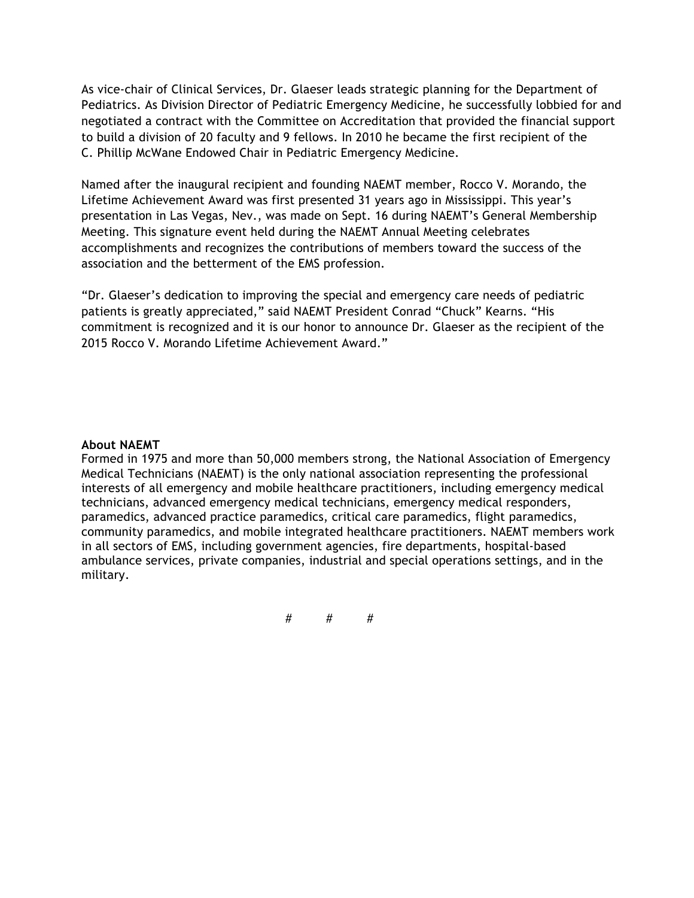As vice-chair of Clinical Services, Dr. Glaeser leads strategic planning for the Department of Pediatrics. As Division Director of Pediatric Emergency Medicine, he successfully lobbied for and negotiated a contract with the Committee on Accreditation that provided the financial support to build a division of 20 faculty and 9 fellows. In 2010 he became the first recipient of the C. Phillip McWane Endowed Chair in Pediatric Emergency Medicine.

Named after the inaugural recipient and founding NAEMT member, Rocco V. Morando, the Lifetime Achievement Award was first presented 31 years ago in Mississippi. This year's presentation in Las Vegas, Nev., was made on Sept. 16 during NAEMT's General Membership Meeting. This signature event held during the NAEMT Annual Meeting celebrates accomplishments and recognizes the contributions of members toward the success of the association and the betterment of the EMS profession.

"Dr. Glaeser's dedication to improving the special and emergency care needs of pediatric patients is greatly appreciated," said NAEMT President Conrad "Chuck" Kearns. "His commitment is recognized and it is our honor to announce Dr. Glaeser as the recipient of the 2015 Rocco V. Morando Lifetime Achievement Award."

**About NAEMT**
Formed in 1975 and more than 50,000 members strong, the National Association of Emergency Medical Technicians (NAEMT) is the only national association representing the professional interests of all emergency and mobile healthcare practitioners, including emergency medical technicians, advanced emergency medical technicians, emergency medical responders, paramedics, advanced practice paramedics, critical care paramedics, flight paramedics, community paramedics, and mobile integrated healthcare practitioners. NAEMT members work in all sectors of EMS, including government agencies, fire departments, hospital-based ambulance services, private companies, industrial and special operations settings, and in the military.

# # #